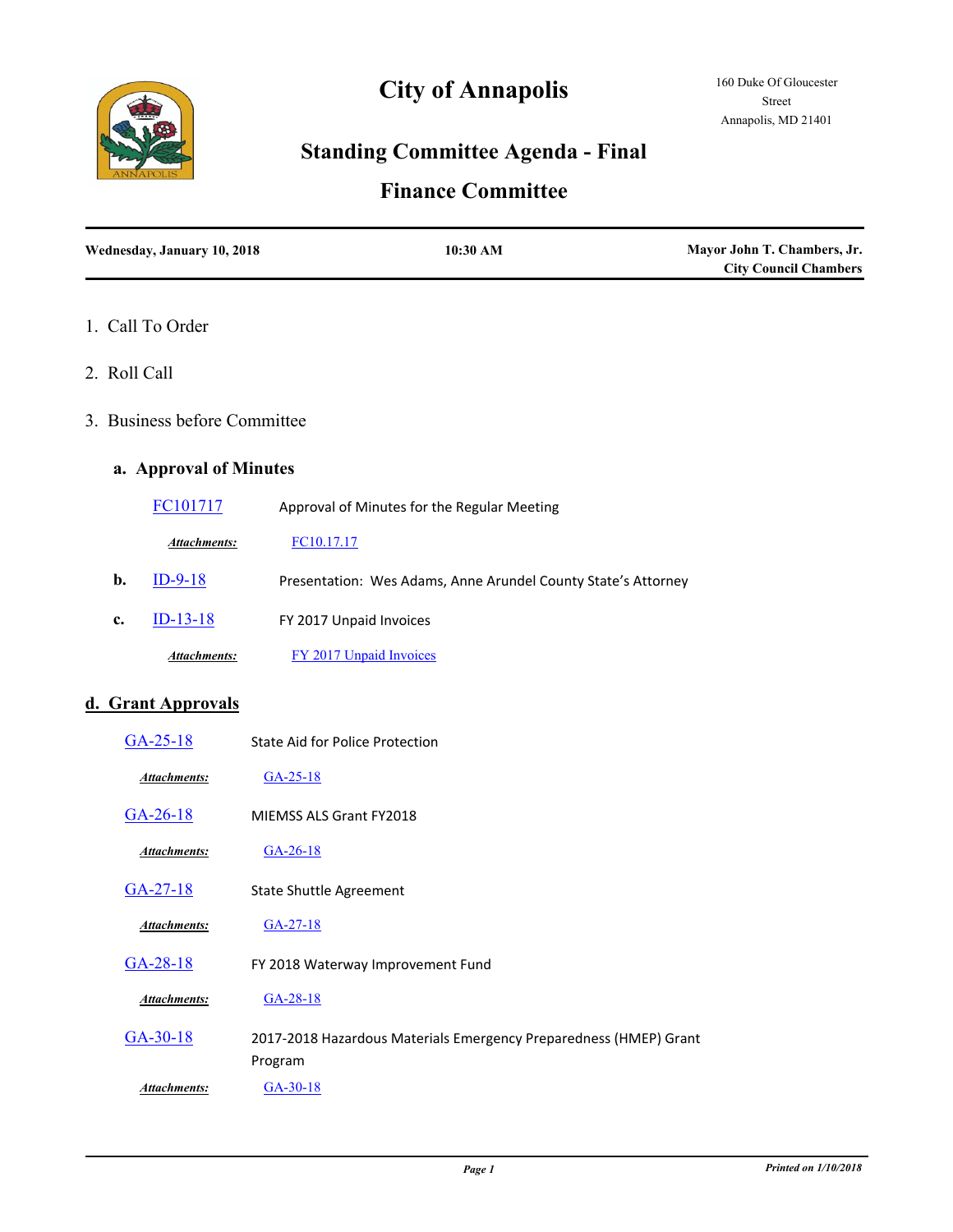# City of Annapolis

160 Duke Of Gloucester Street
Annapolis, MD 21401

## Standing Committee Agenda - Final

## Finance Committee

| Wednesday, January 10, 2018 | 10:30 AM | Mayor John T. Chambers, Jr. City Council Chambers |
|---|---|---|

1. Call To Order

2. Roll Call

3. Business before Committee

### a. Approval of Minutes

FC101717 — Approval of Minutes for the Regular Meeting

*Attachments:* FC10.17.17

**b.** ID-9-18 — Presentation: Wes Adams, Anne Arundel County State's Attorney

**c.** ID-13-18 — FY 2017 Unpaid Invoices

*Attachments:* FY 2017 Unpaid Invoices

### d. Grant Approvals

GA-25-18 — State Aid for Police Protection

*Attachments:* GA-25-18

GA-26-18 — MIEMSS ALS Grant FY2018

*Attachments:* GA-26-18

GA-27-18 — State Shuttle Agreement

*Attachments:* GA-27-18

GA-28-18 — FY 2018 Waterway Improvement Fund

*Attachments:* GA-28-18

GA-30-18 — 2017-2018 Hazardous Materials Emergency Preparedness (HMEP) Grant Program

*Attachments:* GA-30-18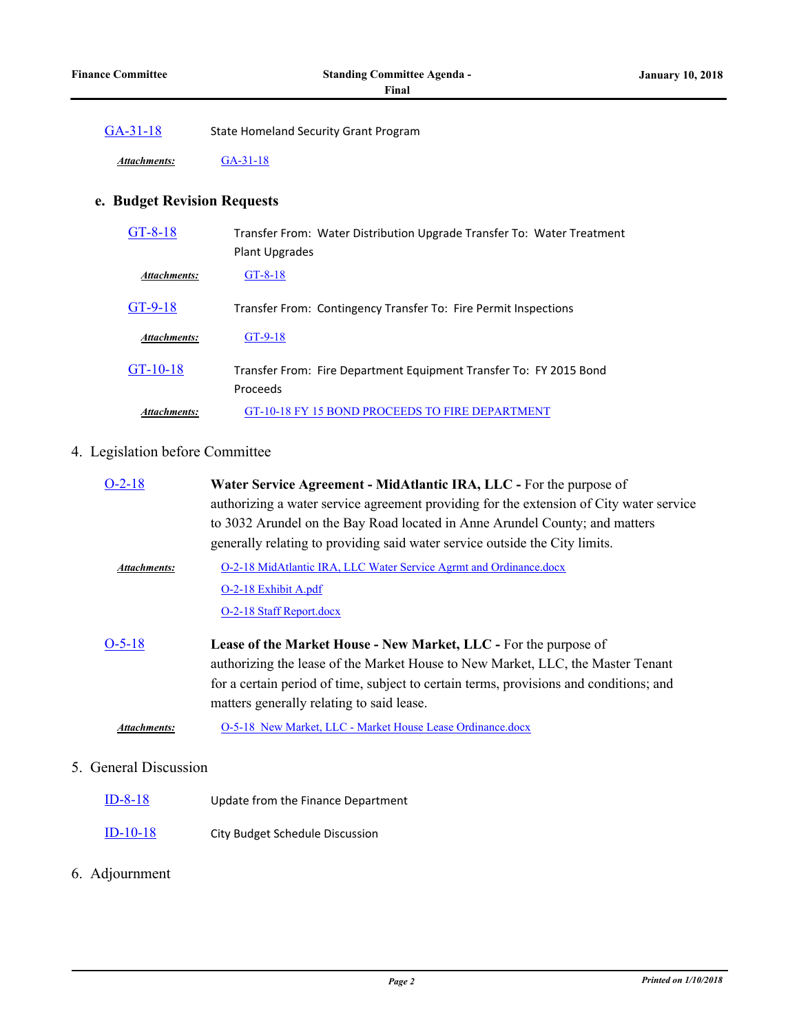GA-31-18 State Homeland Security Grant Program

***Attachments:*** GA-31-18

### e. Budget Revision Requests

GT-8-18 Transfer From: Water Distribution Upgrade Transfer To: Water Treatment Plant Upgrades

***Attachments:*** GT-8-18

GT-9-18 Transfer From: Contingency Transfer To: Fire Permit Inspections

***Attachments:*** GT-9-18

GT-10-18 Transfer From: Fire Department Equipment Transfer To: FY 2015 Bond Proceeds

***Attachments:*** GT-10-18 FY 15 BOND PROCEEDS TO FIRE DEPARTMENT

## 4. Legislation before Committee

O-2-18 **Water Service Agreement - MidAtlantic IRA, LLC -** For the purpose of authorizing a water service agreement providing for the extension of City water service to 3032 Arundel on the Bay Road located in Anne Arundel County; and matters generally relating to providing said water service outside the City limits.

***Attachments:*** O-2-18 MidAtlantic IRA, LLC Water Service Agrmt and Ordinance.docx
O-2-18 Exhibit A.pdf
O-2-18 Staff Report.docx

O-5-18 **Lease of the Market House - New Market, LLC -** For the purpose of authorizing the lease of the Market House to New Market, LLC, the Master Tenant for a certain period of time, subject to certain terms, provisions and conditions; and matters generally relating to said lease.

***Attachments:*** O-5-18 New Market, LLC - Market House Lease Ordinance.docx

## 5. General Discussion

ID-8-18 Update from the Finance Department

ID-10-18 City Budget Schedule Discussion

## 6. Adjournment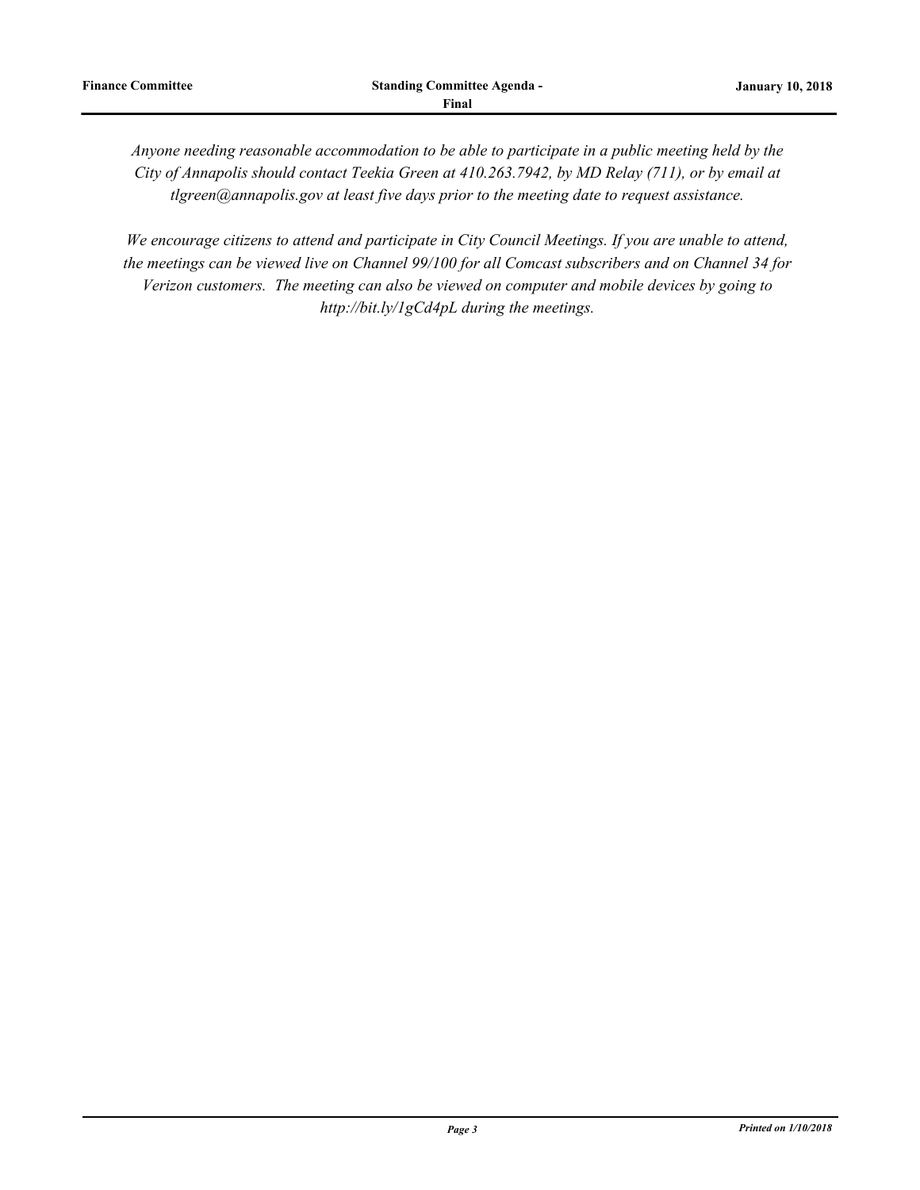*Anyone needing reasonable accommodation to be able to participate in a public meeting held by the City of Annapolis should contact Teekia Green at 410.263.7942, by MD Relay (711), or by email at tlgreen@annapolis.gov at least five days prior to the meeting date to request assistance.*

*We encourage citizens to attend and participate in City Council Meetings. If you are unable to attend, the meetings can be viewed live on Channel 99/100 for all Comcast subscribers and on Channel 34 for Verizon customers. The meeting can also be viewed on computer and mobile devices by going to http://bit.ly/1gCd4pL during the meetings.*